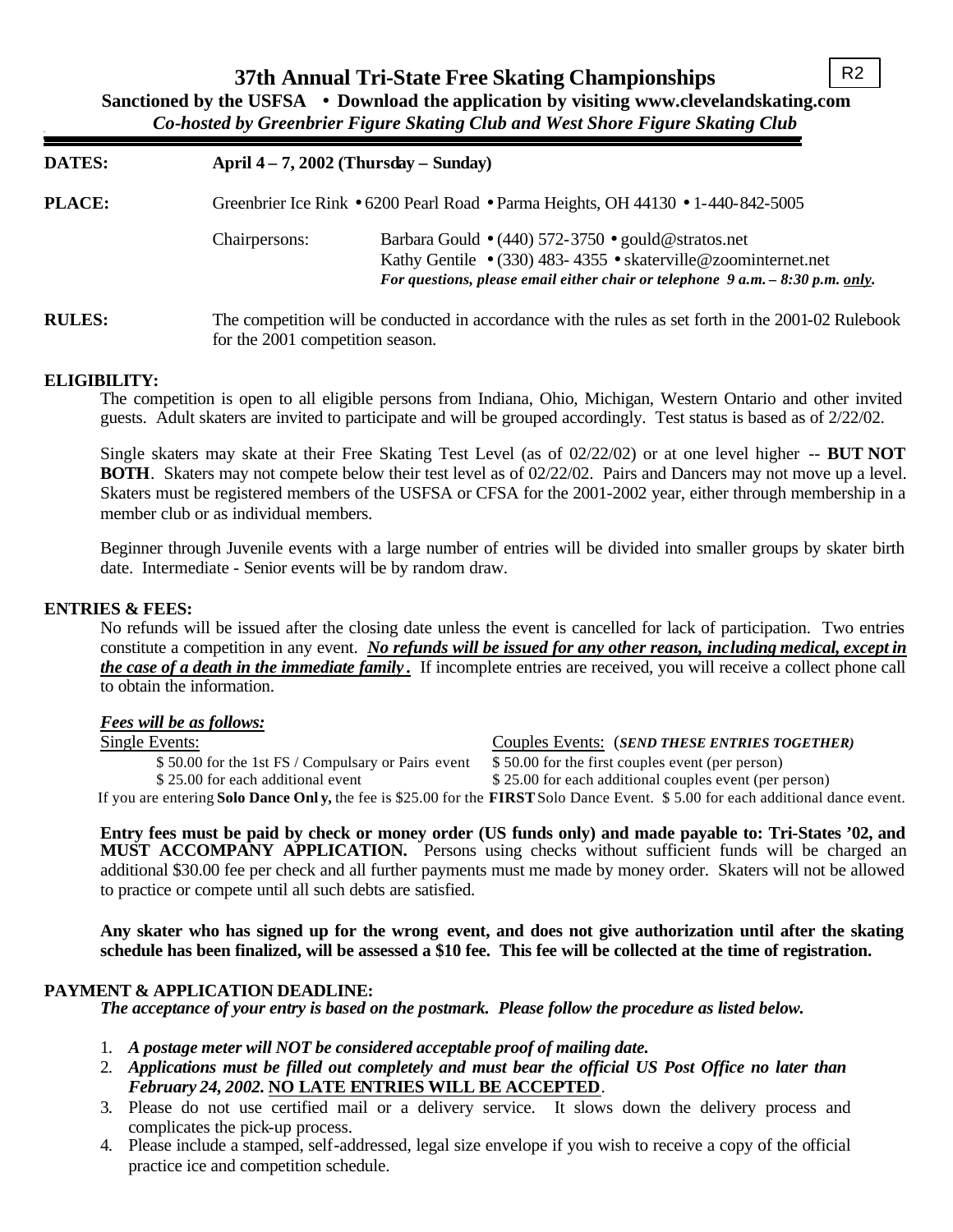R2

# 37th Annual Tri-State Free Skating Championships

**Sanctioned by the USFSA • Download the application by visiting www.clevelandskating.com**

***Co-hosted by Greenbrier Figure Skating Club and West Shore Figure Skating Club***

---

**DATES:** **April 4 – 7, 2002 (Thursday – Sunday)**

**PLACE:** Greenbrier Ice Rink • 6200 Pearl Road • Parma Heights, OH 44130 • 1-440-842-5005

Chairpersons: Barbara Gould • (440) 572-3750 • gould@stratos.net
Kathy Gentile • (330) 483- 4355 • skaterville@zoominternet.net
***For questions, please email either chair or telephone 9 a.m. – 8:30 p.m. only.***

**RULES:** The competition will be conducted in accordance with the rules as set forth in the 2001-02 Rulebook for the 2001 competition season.

**ELIGIBILITY:**

The competition is open to all eligible persons from Indiana, Ohio, Michigan, Western Ontario and other invited guests. Adult skaters are invited to participate and will be grouped accordingly. Test status is based as of 2/22/02.

Single skaters may skate at their Free Skating Test Level (as of 02/22/02) or at one level higher -- **BUT NOT BOTH**. Skaters may not compete below their test level as of 02/22/02. Pairs and Dancers may not move up a level. Skaters must be registered members of the USFSA or CFSA for the 2001-2002 year, either through membership in a member club or as individual members.

Beginner through Juvenile events with a large number of entries will be divided into smaller groups by skater birth date. Intermediate - Senior events will be by random draw.

**ENTRIES & FEES:**

No refunds will be issued after the closing date unless the event is cancelled for lack of participation. Two entries constitute a competition in any event. ***No refunds will be issued for any other reason, including medical, except in the case of a death in the immediate family.*** If incomplete entries are received, you will receive a collect phone call to obtain the information.

***Fees will be as follows:***

| Single Events: | Couples Events: (***SEND THESE ENTRIES TOGETHER***) |
|---|---|
| $ 50.00 for the 1st FS / Compulsary or Pairs event | $ 50.00 for the first couples event (per person) |
| $ 25.00 for each additional event | $ 25.00 for each additional couples event (per person) |

If you are entering **Solo Dance Only,** the fee is $25.00 for the **FIRST** Solo Dance Event. $ 5.00 for each additional dance event.

**Entry fees must be paid by check or money order (US funds only) and made payable to: Tri-States '02, and MUST ACCOMPANY APPLICATION.** Persons using checks without sufficient funds will be charged an additional $30.00 fee per check and all further payments must me made by money order. Skaters will not be allowed to practice or compete until all such debts are satisfied.

**Any skater who has signed up for the wrong event, and does not give authorization until after the skating schedule has been finalized, will be assessed a $10 fee. This fee will be collected at the time of registration.**

**PAYMENT & APPLICATION DEADLINE:**

***The acceptance of your entry is based on the postmark. Please follow the procedure as listed below.***

1. ***A postage meter will NOT be considered acceptable proof of mailing date.***
2. ***Applications must be filled out completely and must bear the official US Post Office no later than February 24, 2002.*** **NO LATE ENTRIES WILL BE ACCEPTED**.
3. Please do not use certified mail or a delivery service. It slows down the delivery process and complicates the pick-up process.
4. Please include a stamped, self-addressed, legal size envelope if you wish to receive a copy of the official practice ice and competition schedule.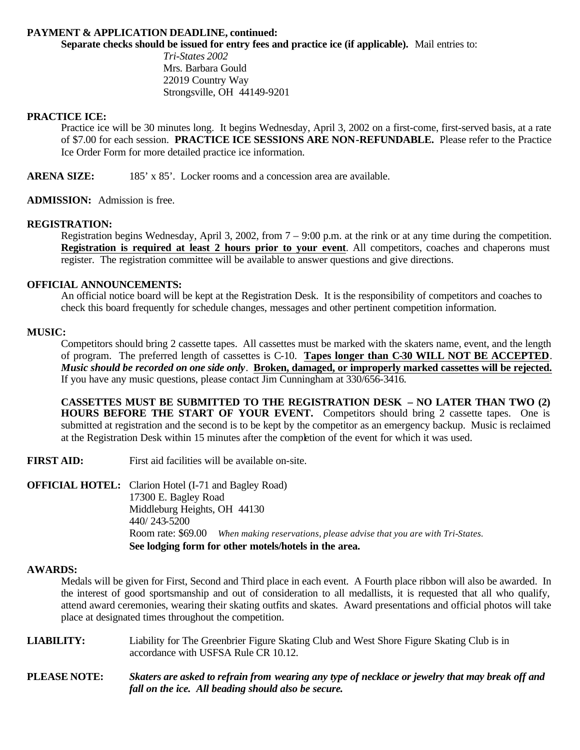**PAYMENT & APPLICATION DEADLINE, continued:**

**Separate checks should be issued for entry fees and practice ice (if applicable).** Mail entries to:

*Tri-States 2002*
Mrs. Barbara Gould
22019 Country Way
Strongsville, OH 44149-9201

**PRACTICE ICE:**

Practice ice will be 30 minutes long. It begins Wednesday, April 3, 2002 on a first-come, first-served basis, at a rate of $7.00 for each session. **PRACTICE ICE SESSIONS ARE NON-REFUNDABLE.** Please refer to the Practice Ice Order Form for more detailed practice ice information.

**ARENA SIZE:** 185' x 85'. Locker rooms and a concession area are available.

**ADMISSION:** Admission is free.

**REGISTRATION:**

Registration begins Wednesday, April 3, 2002, from 7 – 9:00 p.m. at the rink or at any time during the competition. **Registration is required at least 2 hours prior to your event**. All competitors, coaches and chaperons must register. The registration committee will be available to answer questions and give directions.

**OFFICIAL ANNOUNCEMENTS:**

An official notice board will be kept at the Registration Desk. It is the responsibility of competitors and coaches to check this board frequently for schedule changes, messages and other pertinent competition information.

**MUSIC:**

Competitors should bring 2 cassette tapes. All cassettes must be marked with the skaters name, event, and the length of program. The preferred length of cassettes is C-10. **Tapes longer than C-30 WILL NOT BE ACCEPTED**. ***Music should be recorded on one side only***. **Broken, damaged, or improperly marked cassettes will be rejected.** If you have any music questions, please contact Jim Cunningham at 330/656-3416.

**CASSETTES MUST BE SUBMITTED TO THE REGISTRATION DESK – NO LATER THAN TWO (2) HOURS BEFORE THE START OF YOUR EVENT.** Competitors should bring 2 cassette tapes. One is submitted at registration and the second is to be kept by the competitor as an emergency backup. Music is reclaimed at the Registration Desk within 15 minutes after the completion of the event for which it was used.

**FIRST AID:** First aid facilities will be available on-site.

**OFFICIAL HOTEL:** Clarion Hotel (I-71 and Bagley Road)
17300 E. Bagley Road
Middleburg Heights, OH 44130
440/ 243-5200
Room rate: $69.00 *When making reservations, please advise that you are with Tri-States.*
**See lodging form for other motels/hotels in the area.**

**AWARDS:**

Medals will be given for First, Second and Third place in each event. A Fourth place ribbon will also be awarded. In the interest of good sportsmanship and out of consideration to all medallists, it is requested that all who qualify, attend award ceremonies, wearing their skating outfits and skates. Award presentations and official photos will take place at designated times throughout the competition.

**LIABILITY:** Liability for The Greenbrier Figure Skating Club and West Shore Figure Skating Club is in accordance with USFSA Rule CR 10.12.

**PLEASE NOTE:** ***Skaters are asked to refrain from wearing any type of necklace or jewelry that may break off and fall on the ice. All beading should also be secure.***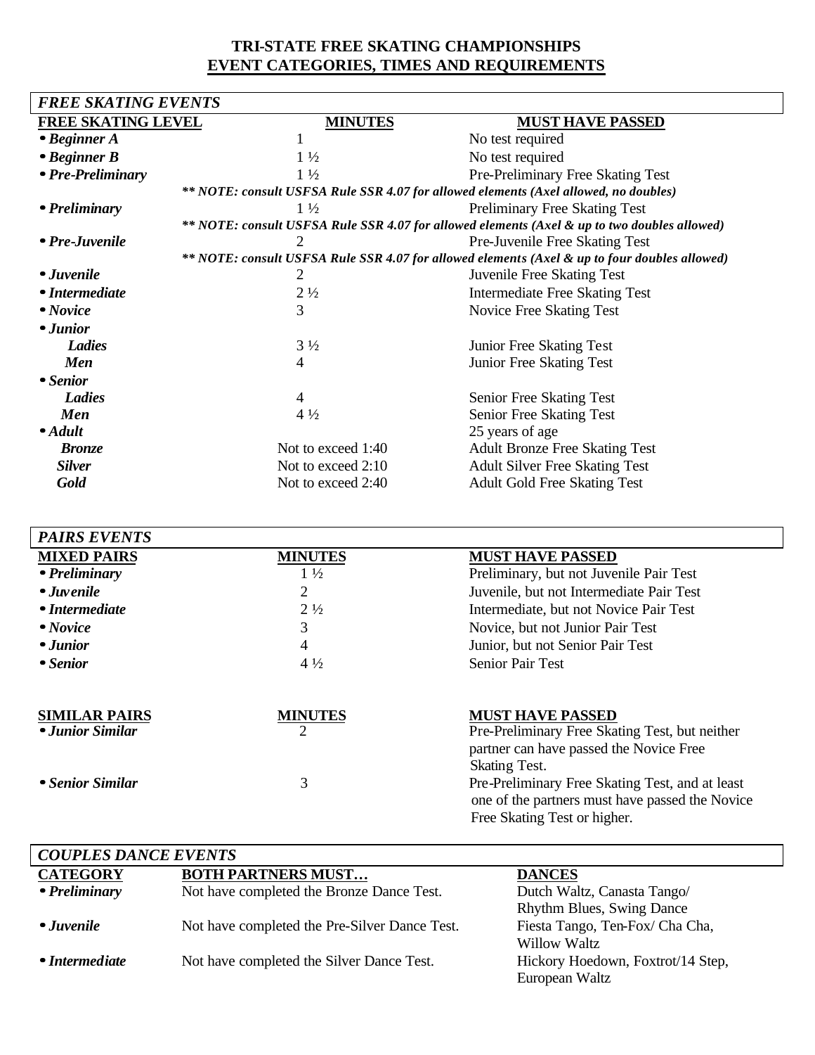# TRI-STATE FREE SKATING CHAMPIONSHIPS
## EVENT CATEGORIES, TIMES AND REQUIREMENTS

### *FREE SKATING EVENTS*

| FREE SKATING LEVEL | MINUTES | MUST HAVE PASSED |
|---|---|---|
| • ***Beginner A*** | 1 | No test required |
| • ***Beginner B*** | 1 ½ | No test required |
| • ***Pre-Preliminary*** | 1 ½ | Pre-Preliminary Free Skating Test |
| | ***\*\* NOTE: consult USFSA Rule SSR 4.07 for allowed elements (Axel allowed, no doubles)*** | |
| • ***Preliminary*** | 1 ½ | Preliminary Free Skating Test |
| | ***\*\* NOTE: consult USFSA Rule SSR 4.07 for allowed elements (Axel & up to two doubles allowed)*** | |
| • ***Pre-Juvenile*** | 2 | Pre-Juvenile Free Skating Test |
| | ***\*\* NOTE: consult USFSA Rule SSR 4.07 for allowed elements (Axel & up to four doubles allowed)*** | |
| • ***Juvenile*** | 2 | Juvenile Free Skating Test |
| • ***Intermediate*** | 2 ½ | Intermediate Free Skating Test |
| • ***Novice*** | 3 | Novice Free Skating Test |
| • ***Junior*** | | |
| ***Ladies*** | 3 ½ | Junior Free Skating Test |
| ***Men*** | 4 | Junior Free Skating Test |
| • ***Senior*** | | |
| ***Ladies*** | 4 | Senior Free Skating Test |
| ***Men*** | 4 ½ | Senior Free Skating Test |
| • ***Adult*** | | 25 years of age |
| ***Bronze*** | Not to exceed 1:40 | Adult Bronze Free Skating Test |
| ***Silver*** | Not to exceed 2:10 | Adult Silver Free Skating Test |
| ***Gold*** | Not to exceed 2:40 | Adult Gold Free Skating Test |

### *PAIRS EVENTS*

| MIXED PAIRS | MINUTES | MUST HAVE PASSED |
|---|---|---|
| • ***Preliminary*** | 1 ½ | Preliminary, but not Juvenile Pair Test |
| • ***Juvenile*** | 2 | Juvenile, but not Intermediate Pair Test |
| • ***Intermediate*** | 2 ½ | Intermediate, but not Novice Pair Test |
| • ***Novice*** | 3 | Novice, but not Junior Pair Test |
| • ***Junior*** | 4 | Junior, but not Senior Pair Test |
| • ***Senior*** | 4 ½ | Senior Pair Test |

| SIMILAR PAIRS | MINUTES | MUST HAVE PASSED |
|---|---|---|
| • ***Junior Similar*** | 2 | Pre-Preliminary Free Skating Test, but neither partner can have passed the Novice Free Skating Test. |
| • ***Senior Similar*** | 3 | Pre-Preliminary Free Skating Test, and at least one of the partners must have passed the Novice Free Skating Test or higher. |

### *COUPLES DANCE EVENTS*

| CATEGORY | BOTH PARTNERS MUST… | DANCES |
|---|---|---|
| • ***Preliminary*** | Not have completed the Bronze Dance Test. | Dutch Waltz, Canasta Tango/ Rhythm Blues, Swing Dance |
| • ***Juvenile*** | Not have completed the Pre-Silver Dance Test. | Fiesta Tango, Ten-Fox/ Cha Cha, Willow Waltz |
| • ***Intermediate*** | Not have completed the Silver Dance Test. | Hickory Hoedown, Foxtrot/14 Step, European Waltz |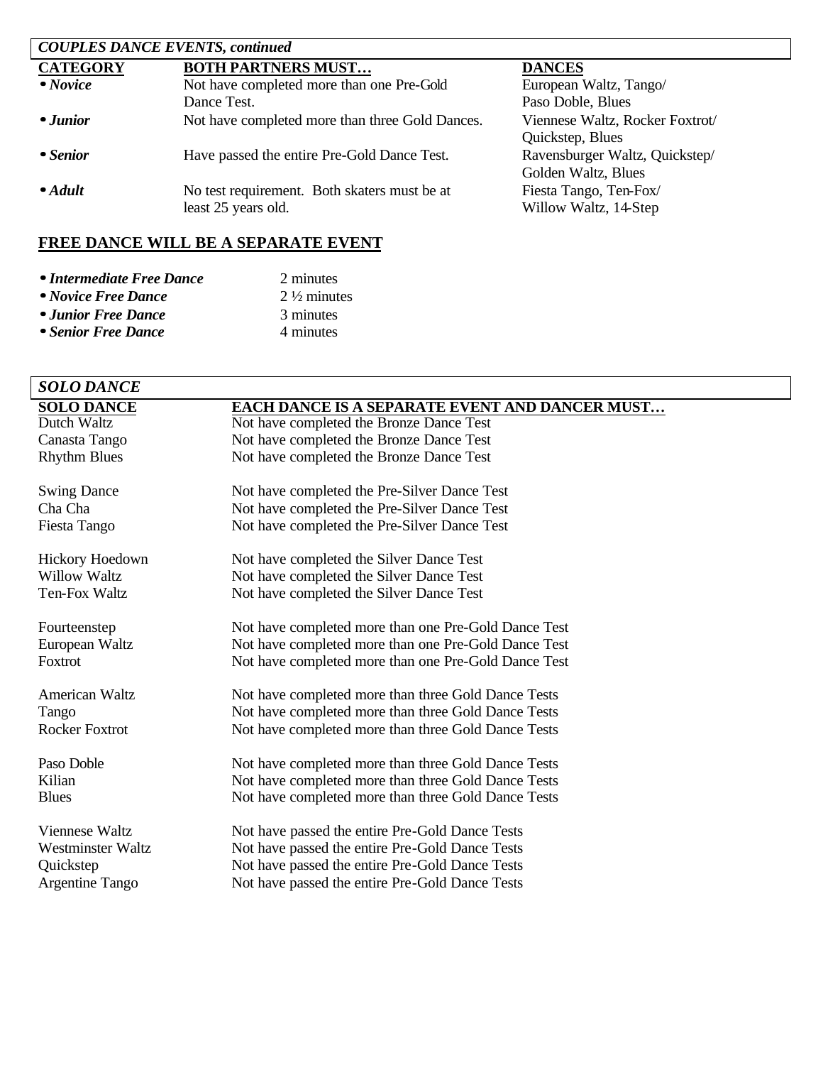## *COUPLES DANCE EVENTS, continued*

| CATEGORY | BOTH PARTNERS MUST… | DANCES |
|---|---|---|
| • ***Novice*** | Not have completed more than one Pre-Gold Dance Test. | European Waltz, Tango/ Paso Doble, Blues |
| • ***Junior*** | Not have completed more than three Gold Dances. | Viennese Waltz, Rocker Foxtrot/ Quickstep, Blues |
| • ***Senior*** | Have passed the entire Pre-Gold Dance Test. | Ravensburger Waltz, Quickstep/ Golden Waltz, Blues |
| • ***Adult*** | No test requirement. Both skaters must be at least 25 years old. | Fiesta Tango, Ten-Fox/ Willow Waltz, 14-Step |

## FREE DANCE WILL BE A SEPARATE EVENT

- ***Intermediate Free Dance*** 2 minutes
- ***Novice Free Dance*** 2 ½ minutes
- ***Junior Free Dance*** 3 minutes
- ***Senior Free Dance*** 4 minutes

## *SOLO DANCE*

| SOLO DANCE | EACH DANCE IS A SEPARATE EVENT AND DANCER MUST… |
|---|---|
| Dutch Waltz | Not have completed the Bronze Dance Test |
| Canasta Tango | Not have completed the Bronze Dance Test |
| Rhythm Blues | Not have completed the Bronze Dance Test |
| Swing Dance | Not have completed the Pre-Silver Dance Test |
| Cha Cha | Not have completed the Pre-Silver Dance Test |
| Fiesta Tango | Not have completed the Pre-Silver Dance Test |
| Hickory Hoedown | Not have completed the Silver Dance Test |
| Willow Waltz | Not have completed the Silver Dance Test |
| Ten-Fox Waltz | Not have completed the Silver Dance Test |
| Fourteenstep | Not have completed more than one Pre-Gold Dance Test |
| European Waltz | Not have completed more than one Pre-Gold Dance Test |
| Foxtrot | Not have completed more than one Pre-Gold Dance Test |
| American Waltz | Not have completed more than three Gold Dance Tests |
| Tango | Not have completed more than three Gold Dance Tests |
| Rocker Foxtrot | Not have completed more than three Gold Dance Tests |
| Paso Doble | Not have completed more than three Gold Dance Tests |
| Kilian | Not have completed more than three Gold Dance Tests |
| Blues | Not have completed more than three Gold Dance Tests |
| Viennese Waltz | Not have passed the entire Pre-Gold Dance Tests |
| Westminster Waltz | Not have passed the entire Pre-Gold Dance Tests |
| Quickstep | Not have passed the entire Pre-Gold Dance Tests |
| Argentine Tango | Not have passed the entire Pre-Gold Dance Tests |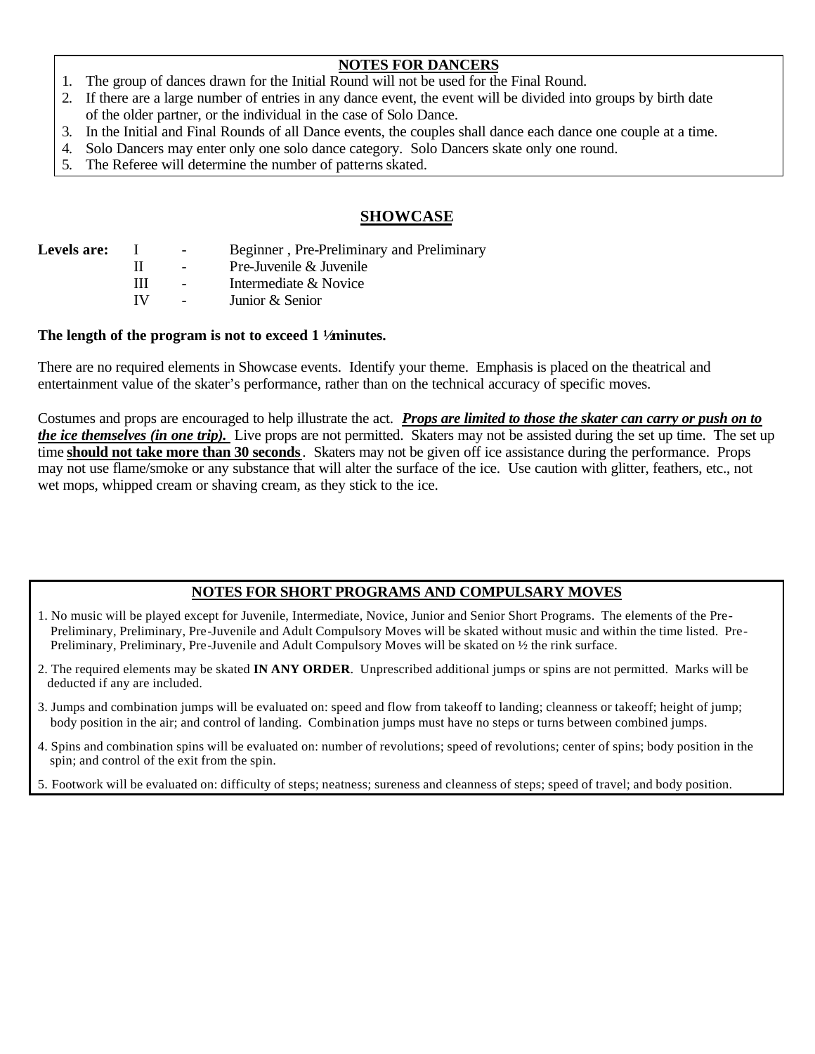## NOTES FOR DANCERS

1. The group of dances drawn for the Initial Round will not be used for the Final Round.
2. If there are a large number of entries in any dance event, the event will be divided into groups by birth date of the older partner, or the individual in the case of Solo Dance.
3. In the Initial and Final Rounds of all Dance events, the couples shall dance each dance one couple at a time.
4. Solo Dancers may enter only one solo dance category. Solo Dancers skate only one round.
5. The Referee will determine the number of patterns skated.

## SHOWCASE

**Levels are:**

| | | |
|---|---|---|
| I | - | Beginner , Pre-Preliminary and Preliminary |
| II | - | Pre-Juvenile & Juvenile |
| III | - | Intermediate & Novice |
| IV | - | Junior & Senior |

**The length of the program is not to exceed 1 ½ minutes.**

There are no required elements in Showcase events. Identify your theme. Emphasis is placed on the theatrical and entertainment value of the skater's performance, rather than on the technical accuracy of specific moves.

Costumes and props are encouraged to help illustrate the act. ***Props are limited to those the skater can carry or push on to the ice themselves (in one trip).*** Live props are not permitted. Skaters may not be assisted during the set up time. The set up time **should not take more than 30 seconds**. Skaters may not be given off ice assistance during the performance. Props may not use flame/smoke or any substance that will alter the surface of the ice. Use caution with glitter, feathers, etc., not wet mops, whipped cream or shaving cream, as they stick to the ice.

## NOTES FOR SHORT PROGRAMS AND COMPULSARY MOVES

1. No music will be played except for Juvenile, Intermediate, Novice, Junior and Senior Short Programs. The elements of the Pre-Preliminary, Preliminary, Pre-Juvenile and Adult Compulsory Moves will be skated without music and within the time listed. Pre-Preliminary, Preliminary, Pre-Juvenile and Adult Compulsory Moves will be skated on ½ the rink surface.
2. The required elements may be skated **IN ANY ORDER**. Unprescribed additional jumps or spins are not permitted. Marks will be deducted if any are included.
3. Jumps and combination jumps will be evaluated on: speed and flow from takeoff to landing; cleanness or takeoff; height of jump; body position in the air; and control of landing. Combination jumps must have no steps or turns between combined jumps.
4. Spins and combination spins will be evaluated on: number of revolutions; speed of revolutions; center of spins; body position in the spin; and control of the exit from the spin.
5. Footwork will be evaluated on: difficulty of steps; neatness; sureness and cleanness of steps; speed of travel; and body position.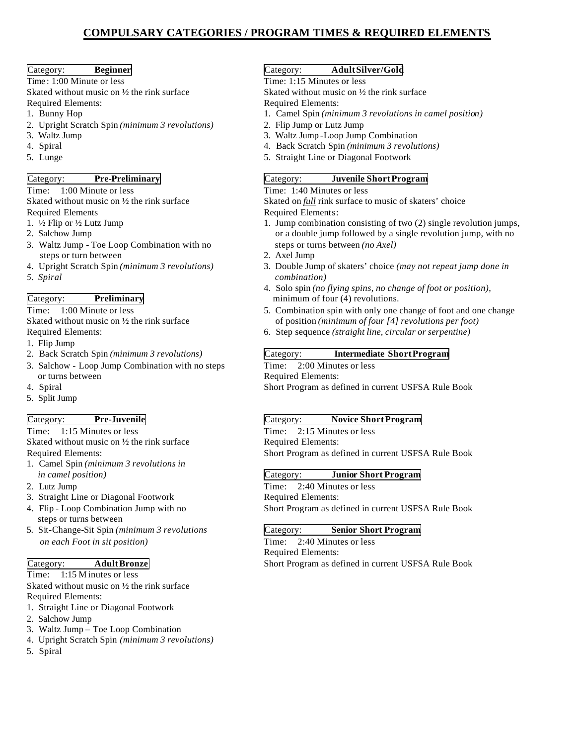# COMPULSARY CATEGORIES / PROGRAM TIMES & REQUIRED ELEMENTS

Category: **Beginner**

Time: 1:00 Minute or less

Skated without music on ½ the rink surface

Required Elements:

1. Bunny Hop
2. Upright Scratch Spin *(minimum 3 revolutions)*
3. Waltz Jump
4. Spiral
5. Lunge

Category: **Pre-Preliminary**

Time: 1:00 Minute or less

Skated without music on ½ the rink surface

Required Elements

1. ½ Flip or ½ Lutz Jump
2. Salchow Jump
3. Waltz Jump - Toe Loop Combination with no steps or turn between
4. Upright Scratch Spin *(minimum 3 revolutions)*
5. *Spiral*

Category: **Preliminary**

Time: 1:00 Minute or less

Skated without music on ½ the rink surface

Required Elements:

1. Flip Jump
2. Back Scratch Spin *(minimum 3 revolutions)*
3. Salchow - Loop Jump Combination with no steps or turns between
4. Spiral
5. Split Jump

Category: **Pre-Juvenile**

Time: 1:15 Minutes or less

Skated without music on ½ the rink surface

Required Elements:

1. Camel Spin *(minimum 3 revolutions in in camel position)*
2. Lutz Jump
3. Straight Line or Diagonal Footwork
4. Flip - Loop Combination Jump with no steps or turns between
5. Sit-Change-Sit Spin *(minimum 3 revolutions on each Foot in sit position)*

Category: **Adult Bronze**

Time: 1:15 Minutes or less

Skated without music on ½ the rink surface

Required Elements:

1. Straight Line or Diagonal Footwork
2. Salchow Jump
3. Waltz Jump – Toe Loop Combination
4. Upright Scratch Spin *(minimum 3 revolutions)*
5. Spiral

Category: **Adult Silver/Gold**

Time: 1:15 Minutes or less

Skated without music on ½ the rink surface

Required Elements:

1. Camel Spin *(minimum 3 revolutions in camel position)*
2. Flip Jump or Lutz Jump
3. Waltz Jump - Loop Jump Combination
4. Back Scratch Spin *(minimum 3 revolutions)*
5. Straight Line or Diagonal Footwork

Category: **Juvenile Short Program**

Time: 1:40 Minutes or less

Skated on *full* rink surface to music of skaters' choice

Required Elements:

1. Jump combination consisting of two (2) single revolution jumps, or a double jump followed by a single revolution jump, with no steps or turns between *(no Axel)*
2. Axel Jump
3. Double Jump of skaters' choice *(may not repeat jump done in combination)*
4. Solo spin *(no flying spins, no change of foot or position)*, minimum of four (4) revolutions.
5. Combination spin with only one change of foot and one change of position *(minimum of four [4] revolutions per foot)*
6. Step sequence *(straight line, circular or serpentine)*

Category: **Intermediate Short Program**

Time: 2:00 Minutes or less

Required Elements:

Short Program as defined in current USFSA Rule Book

Category: **Novice Short Program**

Time: 2:15 Minutes or less

Required Elements:

Short Program as defined in current USFSA Rule Book

Category: **Junior Short Program**

Time: 2:40 Minutes or less

Required Elements:

Short Program as defined in current USFSA Rule Book

Category: **Senior Short Program**

Time: 2:40 Minutes or less

Required Elements:

Short Program as defined in current USFSA Rule Book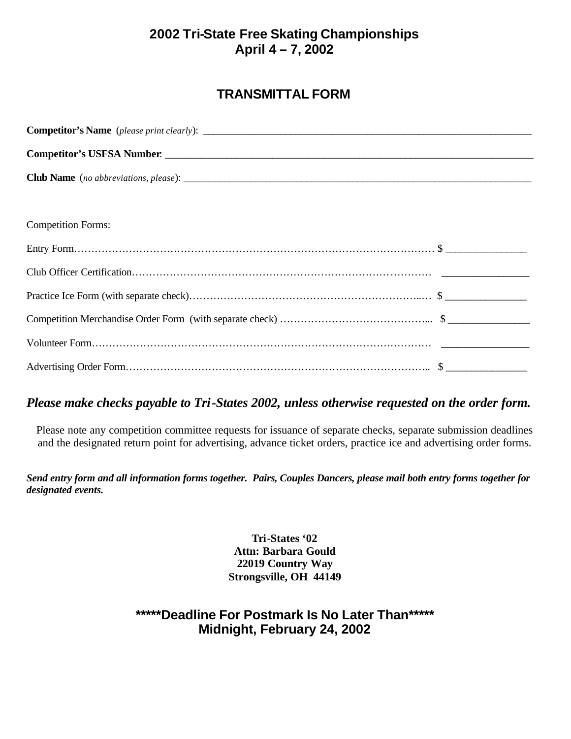## 2002 Tri-State Free Skating Championships
## April 4 – 7, 2002

## TRANSMITTAL FORM

**Competitor's Name** (*please print clearly*): ____________________________________________

**Competitor's USFSA Number**: ____________________________________________

**Club Name** (*no abbreviations, please*): ____________________________________________

Competition Forms:

Entry Form…………………………………………………………………………………… $ _______________

Club Officer Certification…………………………………………………………………… _______________

Practice Ice Form (with separate check)……………………………………………………… $ _______________

Competition Merchandise Order Form (with separate check) ………………………………… $ _______________

Volunteer Form……………………………………………………………………………… _______________

Advertising Order Form……………………………………………………………………… $ _______________

***Please make checks payable to Tri-States 2002, unless otherwise requested on the order form.***

Please note any competition committee requests for issuance of separate checks, separate submission deadlines and the designated return point for advertising, advance ticket orders, practice ice and advertising order forms.

***Send entry form and all information forms together. Pairs, Couples Dancers, please mail both entry forms together for designated events.***

**Tri-States '02**
**Attn: Barbara Gould**
**22019 Country Way**
**Strongsville, OH 44149**

**\*\*\*\*\*Deadline For Postmark Is No Later Than\*\*\*\*\***
**Midnight, February 24, 2002**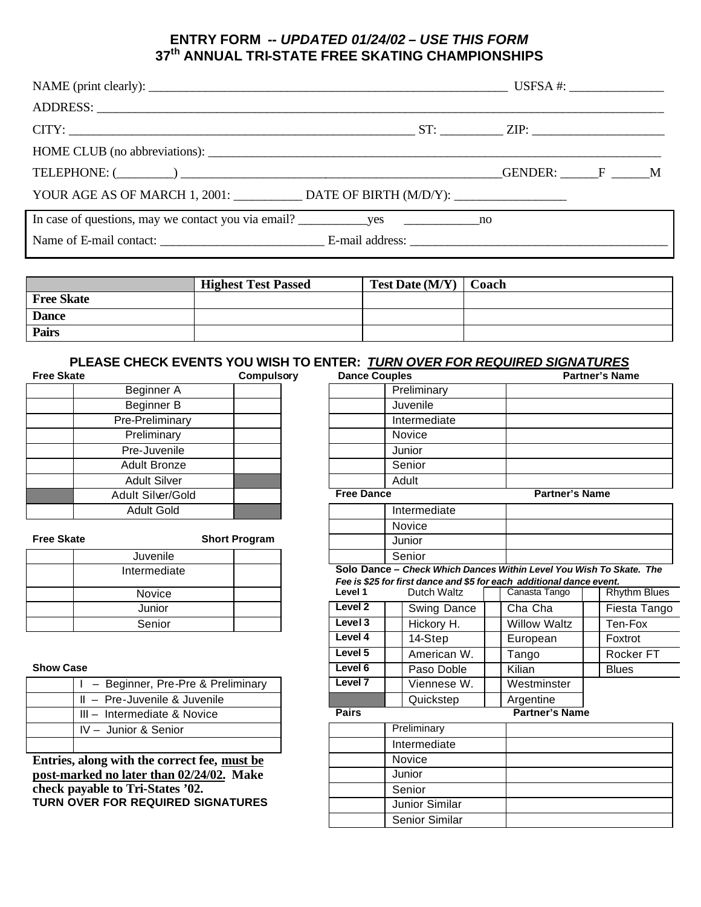# ENTRY FORM -- *UPDATED 01/24/02 – USE THIS FORM*
# 37th ANNUAL TRI-STATE FREE SKATING CHAMPIONSHIPS

NAME (print clearly): ______________________________________________ USFSA #: ______________

ADDRESS: ____________________________________________________________________________

CITY: _____________________________________________ ST: _________ ZIP: ____________________

HOME CLUB (no abbreviations): ________________________________________________________________

TELEPHONE: (_________) __________________________________________GENDER: ______F ______M

YOUR AGE AS OF MARCH 1, 2001: __________ DATE OF BIRTH (M/D/Y): _________________

In case of questions, may we contact you via email? ___________yes ___________no

Name of E-mail contact: _________________________ E-mail address: ______________________________________

| | Highest Test Passed | Test Date (M/Y) | Coach |
|---|---|---|---|
| **Free Skate** | | | |
| **Dance** | | | |
| **Pairs** | | | |

## PLEASE CHECK EVENTS YOU WISH TO ENTER: *TURN OVER FOR REQUIRED SIGNATURES*

**Free Skate** / **Compulsory**

| | Free Skate | Compulsory |
|---|---|---|
| | Beginner A | |
| | Beginner B | |
| | Pre-Preliminary | |
| | Preliminary | |
| | Pre-Juvenile | |
| | Adult Bronze | |
| | Adult Silver | (shaded) |
| (shaded) | Adult Silver/Gold | |
| | Adult Gold | (shaded) |

**Free Skate** / **Short Program**

| | Free Skate | Short Program |
|---|---|---|
| | Juvenile | |
| | Intermediate | |
| | Novice | |
| | Junior | |
| | Senior | |

**Show Case**

| | |
|---|---|
| | I – Beginner, Pre-Pre & Preliminary |
| | II – Pre-Juvenile & Juvenile |
| | III – Intermediate & Novice |
| | IV – Junior & Senior |
| | |

**Entries, along with the correct fee, <u>must be post-marked no later than 02/24/02</u>. Make check payable to Tri-States '02.**
**TURN OVER FOR REQUIRED SIGNATURES**

**Dance Couples**

| | Dance Couples | Partner's Name |
|---|---|---|
| | Preliminary | |
| | Juvenile | |
| | Intermediate | |
| | Novice | |
| | Junior | |
| | Senior | |
| | Adult | |

**Free Dance**

| | Free Dance | Partner's Name |
|---|---|---|
| | Intermediate | |
| | Novice | |
| | Junior | |
| | Senior | |

**Solo Dance** – *Check Which Dances Within Level You Wish To Skate. The Fee is $25 for first dance and $5 for each additional dance event.*

| Level | | | | | | |
|---|---|---|---|---|---|---|
| **Level 1** | | Dutch Waltz | | Canasta Tango | | Rhythm Blues |
| **Level 2** | | Swing Dance | | Cha Cha | | Fiesta Tango |
| **Level 3** | | Hickory H. | | Willow Waltz | | Ten-Fox |
| **Level 4** | | 14-Step | | European | | Foxtrot |
| **Level 5** | | American W. | | Tango | | Rocker FT |
| **Level 6** | | Paso Doble | | Kilian | | Blues |
| **Level 7** | | Viennese W. | | Westminster | | |
| (shaded) | | Quickstep | | Argentine | | |

**Pairs**

| | Pairs | Partner's Name |
|---|---|---|
| | Preliminary | |
| | Intermediate | |
| | Novice | |
| | Junior | |
| | Senior | |
| | Junior Similar | |
| | Senior Similar | |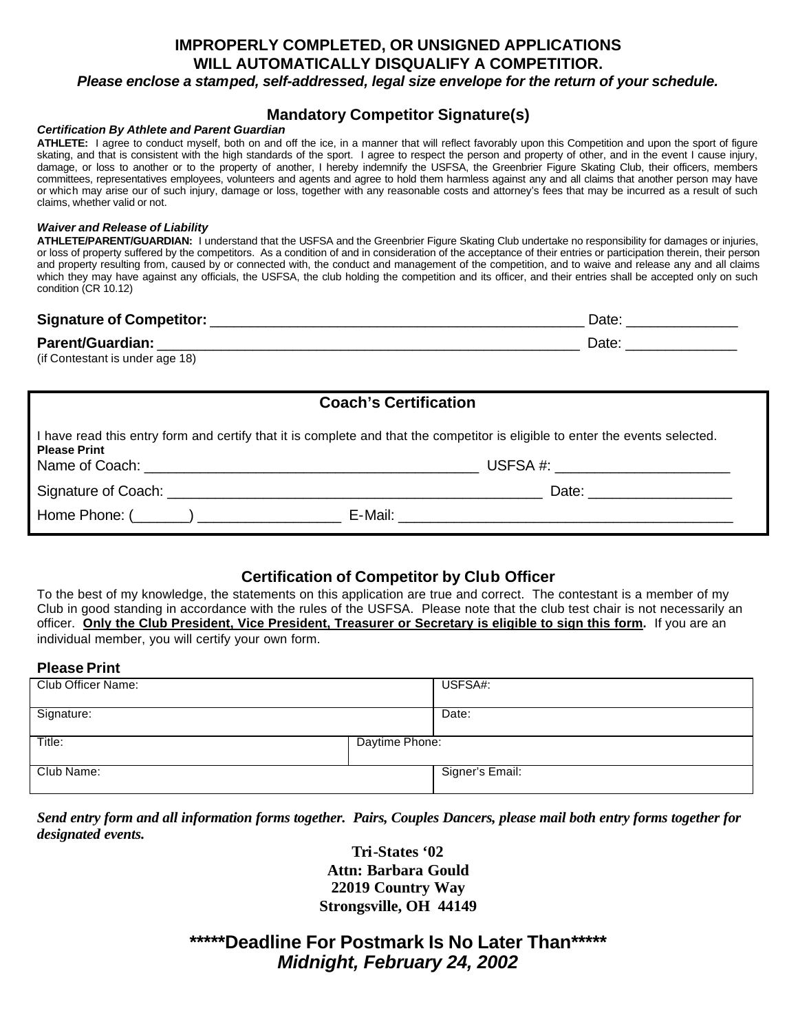**IMPROPERLY COMPLETED, OR UNSIGNED APPLICATIONS WILL AUTOMATICALLY DISQUALIFY A COMPETITIOR.**

***Please enclose a stamped, self-addressed, legal size envelope for the return of your schedule.***

## Mandatory Competitor Signature(s)

***Certification By Athlete and Parent Guardian***

**ATHLETE:** I agree to conduct myself, both on and off the ice, in a manner that will reflect favorably upon this Competition and upon the sport of figure skating, and that is consistent with the high standards of the sport. I agree to respect the person and property of other, and in the event I cause injury, damage, or loss to another or to the property of another, I hereby indemnify the USFSA, the Greenbrier Figure Skating Club, their officers, members committees, representatives employees, volunteers and agents and agree to hold them harmless against any and all claims that another person may have or which may arise our of such injury, damage or loss, together with any reasonable costs and attorney's fees that may be incurred as a result of such claims, whether valid or not.

***Waiver and Release of Liability***

**ATHLETE/PARENT/GUARDIAN:** I understand that the USFSA and the Greenbrier Figure Skating Club undertake no responsibility for damages or injuries, or loss of property suffered by the competitors. As a condition of and in consideration of the acceptance of their entries or participation therein, their person and property resulting from, caused by or connected with, the conduct and management of the competition, and to waive and release any and all claims which they may have against any officials, the USFSA, the club holding the competition and its officer, and their entries shall be accepted only on such condition (CR 10.12)

**Signature of Competitor:** _______________________________________________ Date: _____________

**Parent/Guardian:** ____________________________________________________ Date: _____________
(if Contestant is under age 18)

## Coach's Certification

I have read this entry form and certify that it is complete and that the competitor is eligible to enter the events selected.

**Please Print**

Name of Coach: ________________________________________ USFSA #: ____________________

Signature of Coach: _____________________________________________ Date: ________________

Home Phone: (_______) _________________ E-Mail: ________________________________________

## Certification of Competitor by Club Officer

To the best of my knowledge, the statements on this application are true and correct. The contestant is a member of my Club in good standing in accordance with the rules of the USFSA. Please note that the club test chair is not necessarily an officer. **Only the Club President, Vice President, Treasurer or Secretary is eligible to sign this form.** If you are an individual member, you will certify your own form.

**Please Print**

| Club Officer Name: | USFSA#: |
|---|---|
| Signature: | Date: |
| Title: | Daytime Phone: |
| Club Name: | Signer's Email: |

***Send entry form and all information forms together. Pairs, Couples Dancers, please mail both entry forms together for designated events.***

**Tri-States '02**
**Attn: Barbara Gould**
**22019 Country Way**
**Strongsville, OH 44149**

**\*\*\*\*\*Deadline For Postmark Is No Later Than\*\*\*\*\***
***Midnight, February 24, 2002***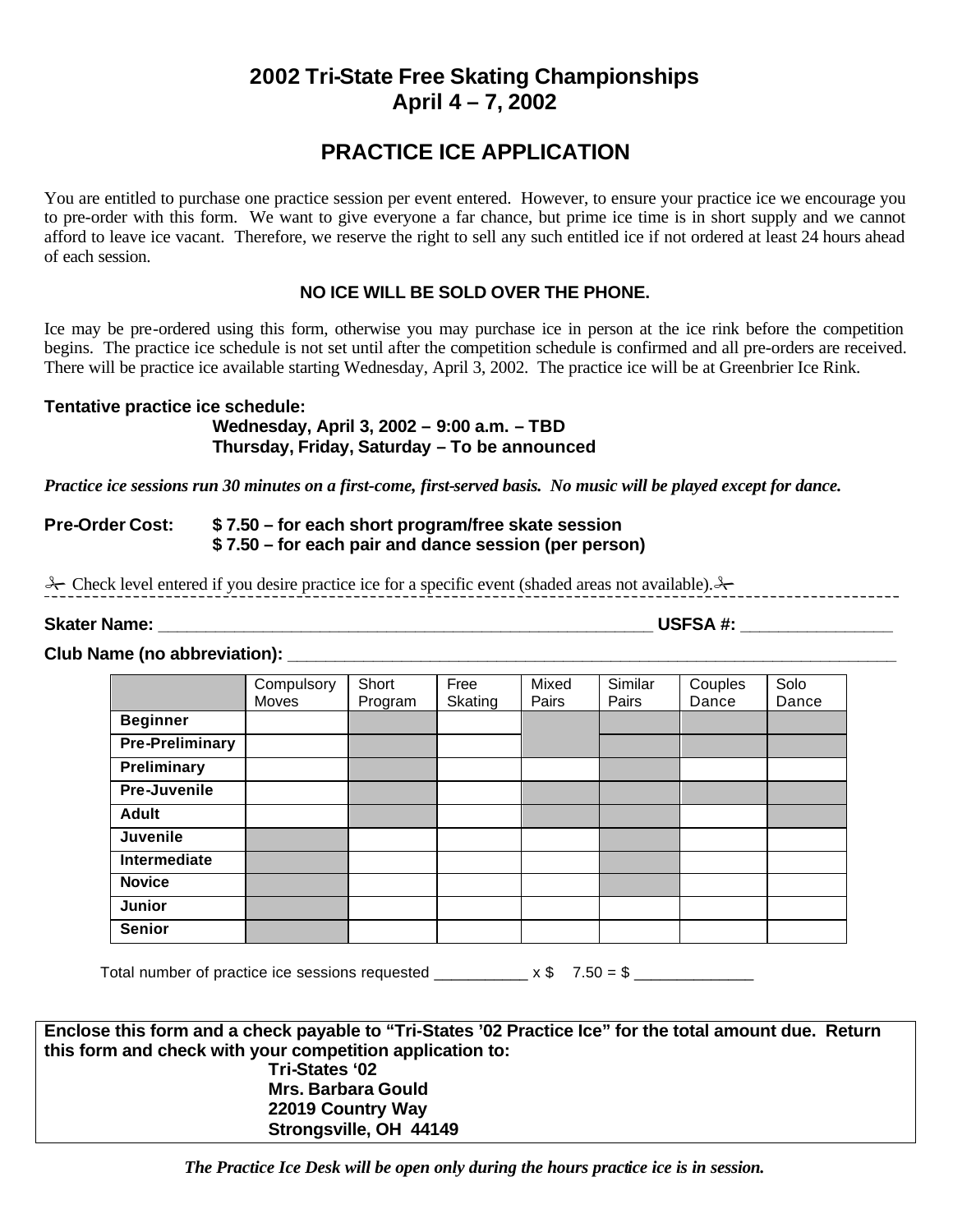# 2002 Tri-State Free Skating Championships
## April 4 – 7, 2002

## PRACTICE ICE APPLICATION

You are entitled to purchase one practice session per event entered. However, to ensure your practice ice we encourage you to pre-order with this form. We want to give everyone a far chance, but prime ice time is in short supply and we cannot afford to leave ice vacant. Therefore, we reserve the right to sell any such entitled ice if not ordered at least 24 hours ahead of each session.

**NO ICE WILL BE SOLD OVER THE PHONE.**

Ice may be pre-ordered using this form, otherwise you may purchase ice in person at the ice rink before the competition begins. The practice ice schedule is not set until after the competition schedule is confirmed and all pre-orders are received. There will be practice ice available starting Wednesday, April 3, 2002. The practice ice will be at Greenbrier Ice Rink.

**Tentative practice ice schedule:**

**Wednesday, April 3, 2002 – 9:00 a.m. – TBD**
**Thursday, Friday, Saturday – To be announced**

***Practice ice sessions run 30 minutes on a first-come, first-served basis. No music will be played except for dance.***

**Pre-Order Cost:** **$ 7.50 – for each short program/free skate session**
**$ 7.50 – for each pair and dance session (per person)**

✂ Check level entered if you desire practice ice for a specific event (shaded areas not available). ✂

**Skater Name:** \_\_\_\_\_\_\_\_\_\_\_\_\_\_\_\_\_\_\_\_\_\_\_\_\_\_\_\_\_\_\_\_\_\_\_\_\_\_\_\_ **USFSA #:** \_\_\_\_\_\_\_\_\_\_\_\_\_\_\_\_

**Club Name (no abbreviation):** \_\_\_\_\_\_\_\_\_\_\_\_\_\_\_\_\_\_\_\_\_\_\_\_\_\_\_\_\_\_\_\_\_\_\_\_\_\_\_\_\_\_\_\_\_\_\_\_

| | Compulsory Moves | Short Program | Free Skating | Mixed Pairs | Similar Pairs | Couples Dance | Solo Dance |
|---|---|---|---|---|---|---|---|
| **Beginner** | | (shaded) | | (shaded) | (shaded) | (shaded) | (shaded) |
| **Pre-Preliminary** | | (shaded) | | (shaded) | (shaded) | (shaded) | (shaded) |
| **Preliminary** | | (shaded) | | | (shaded) | | |
| **Pre-Juvenile** | | (shaded) | | (shaded) | (shaded) | (shaded) | (shaded) |
| **Adult** | | (shaded) | | (shaded) | (shaded) | | (shaded) |
| **Juvenile** | (shaded) | | | | (shaded) | | |
| **Intermediate** | (shaded) | | | | (shaded) | | |
| **Novice** | (shaded) | | | | (shaded) | | |
| **Junior** | (shaded) | | | | | | |
| **Senior** | (shaded) | | | | | | |

Total number of practice ice sessions requested \_\_\_\_\_\_\_\_\_\_\_ x $ 7.50 = $ \_\_\_\_\_\_\_\_\_\_\_\_\_

**Enclose this form and a check payable to "Tri-States '02 Practice Ice" for the total amount due. Return this form and check with your competition application to:**

**Tri-States '02**
**Mrs. Barbara Gould**
**22019 Country Way**
**Strongsville, OH 44149**

***The Practice Ice Desk will be open only during the hours practice ice is in session.***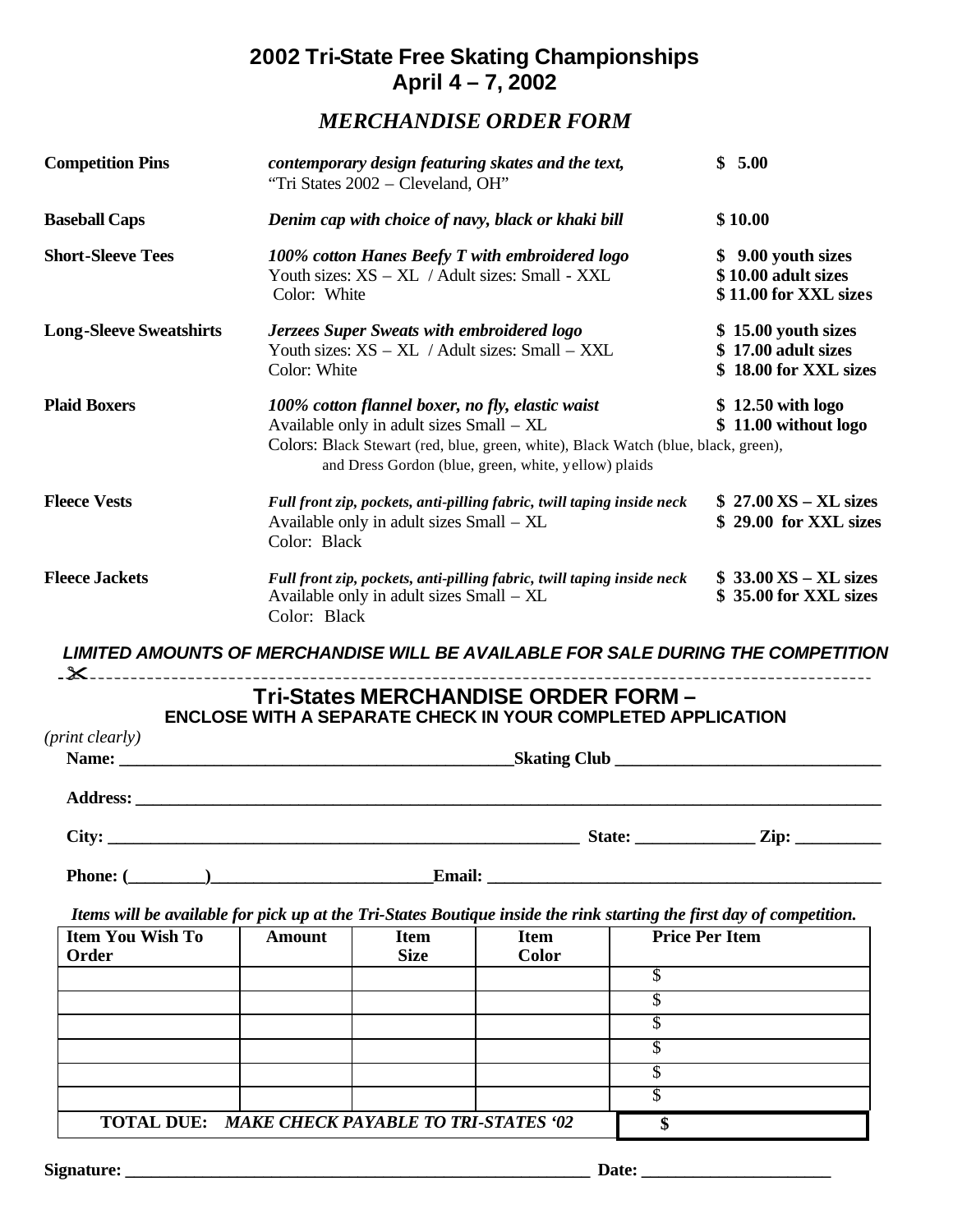# 2002 Tri-State Free Skating Championships
## April 4 – 7, 2002

### *MERCHANDISE ORDER FORM*

| | | |
|---|---|---|
| **Competition Pins** | ***contemporary design featuring skates and the text,*** "Tri States 2002 – Cleveland, OH" | **$ 5.00** |
| **Baseball Caps** | ***Denim cap with choice of navy, black or khaki bill*** | **$ 10.00** |
| **Short-Sleeve Tees** | ***100% cotton Hanes Beefy T with embroidered logo*** Youth sizes: XS – XL / Adult sizes: Small - XXL Color: White | **$ 9.00 youth sizes** **$ 10.00 adult sizes** **$ 11.00 for XXL sizes** |
| **Long-Sleeve Sweatshirts** | ***Jerzees Super Sweats with embroidered logo*** Youth sizes: XS – XL / Adult sizes: Small – XXL Color: White | **$ 15.00 youth sizes** **$ 17.00 adult sizes** **$ 18.00 for XXL sizes** |
| **Plaid Boxers** | ***100% cotton flannel boxer, no fly, elastic waist*** Available only in adult sizes Small – XL Colors: Black Stewart (red, blue, green, white), Black Watch (blue, black, green), and Dress Gordon (blue, green, white, yellow) plaids | **$ 12.50 with logo** **$ 11.00 without logo** |
| **Fleece Vests** | ***Full front zip, pockets, anti-pilling fabric, twill taping inside neck*** Available only in adult sizes Small – XL Color: Black | **$ 27.00 XS – XL sizes** **$ 29.00 for XXL sizes** |
| **Fleece Jackets** | ***Full front zip, pockets, anti-pilling fabric, twill taping inside neck*** Available only in adult sizes Small – XL Color: Black | **$ 33.00 XS – XL sizes** **$ 35.00 for XXL sizes** |

***LIMITED AMOUNTS OF MERCHANDISE WILL BE AVAILABLE FOR SALE DURING THE COMPETITION***

---

## Tri-States MERCHANDISE ORDER FORM –
### ENCLOSE WITH A SEPARATE CHECK IN YOUR COMPLETED APPLICATION

*(print clearly)*

**Name:** ______________________________ **Skating Club** ______________________________

**Address:** ____________________________________________________________

**City:** ______________________________ **State:** ______________ **Zip:** __________

**Phone:** (_________)__________________________ **Email:** ______________________________

*Items will be available for pick up at the Tri-States Boutique inside the rink starting the first day of competition.*

| Item You Wish To Order | Amount | Item Size | Item Color | Price Per Item |
|---|---|---|---|---|
| | | | | $ |
| | | | | $ |
| | | | | $ |
| | | | | $ |
| | | | | $ |
| | | | | $ |
| **TOTAL DUE:** ***MAKE CHECK PAYABLE TO TRI-STATES '02*** | | | | **$** |

**Signature:** ______________________________ **Date:** ______________________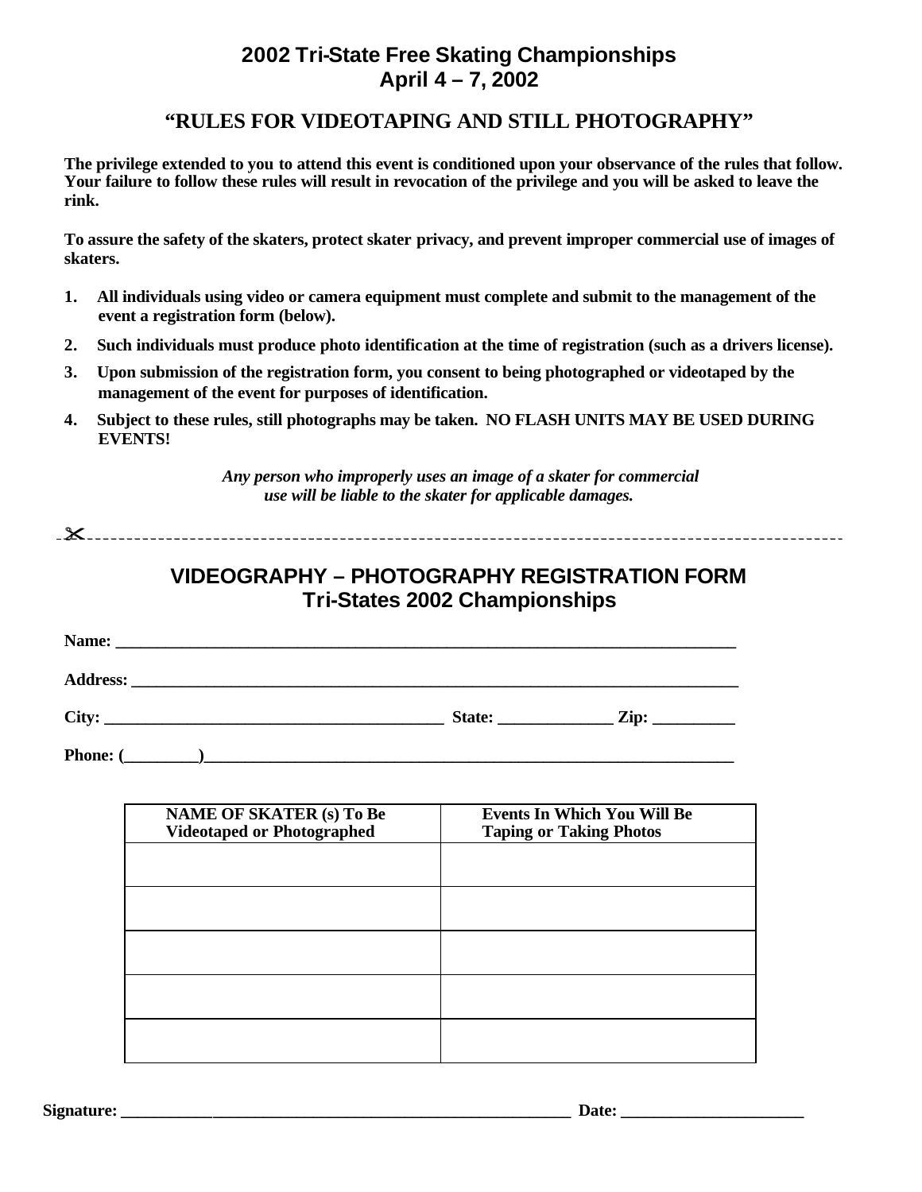# 2002 Tri-State Free Skating Championships
# April 4 – 7, 2002

## "RULES FOR VIDEOTAPING AND STILL PHOTOGRAPHY"

**The privilege extended to you to attend this event is conditioned upon your observance of the rules that follow. Your failure to follow these rules will result in revocation of the privilege and you will be asked to leave the rink.**

**To assure the safety of the skaters, protect skater privacy, and prevent improper commercial use of images of skaters.**

1. **All individuals using video or camera equipment must complete and submit to the management of the event a registration form (below).**
2. **Such individuals must produce photo identification at the time of registration (such as a drivers license).**
3. **Upon submission of the registration form, you consent to being photographed or videotaped by the management of the event for purposes of identification.**
4. **Subject to these rules, still photographs may be taken. NO FLASH UNITS MAY BE USED DURING EVENTS!**

***Any person who improperly uses an image of a skater for commercial use will be liable to the skater for applicable damages.***

✂- - - - - - - - - - - - - - - - - - - - - - - - - - - - - - - - - - - - - - - - - - - - - - - -

## VIDEOGRAPHY – PHOTOGRAPHY REGISTRATION FORM
## Tri-States 2002 Championships

**Name:** ______________________________________________________________________

**Address:** ____________________________________________________________________

**City:** ______________________________________ **State:** _____________ **Zip:** __________

**Phone:** (_________)______________________________________________________________

| NAME OF SKATER (s) To Be Videotaped or Photographed | Events In Which You Will Be Taping or Taking Photos |
|---|---|
| | |
| | |
| | |
| | |
| | |

**Signature:** ____________________________________________________ **Date:** ______________________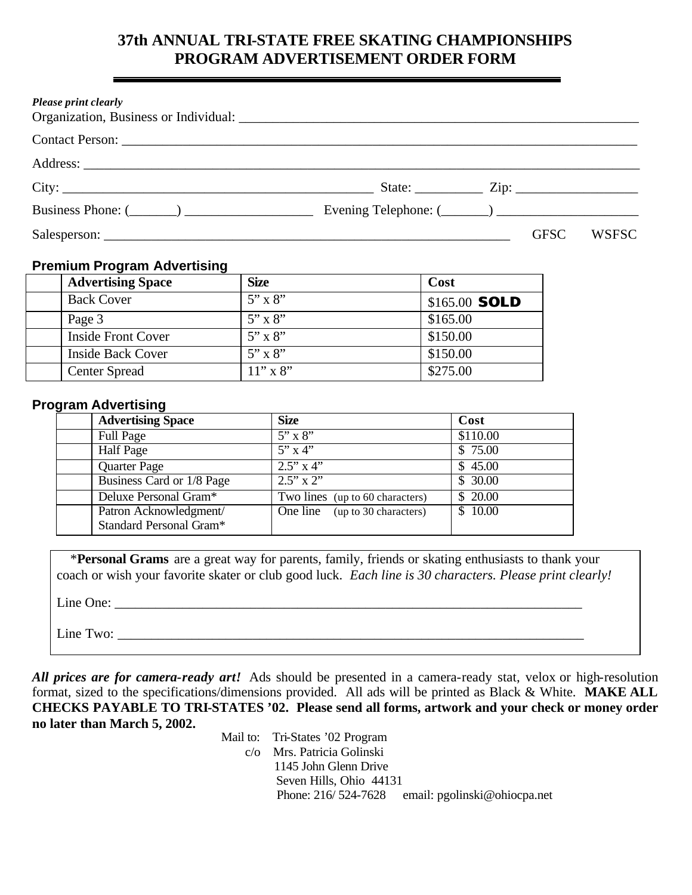# 37th ANNUAL TRI-STATE FREE SKATING CHAMPIONSHIPS
# PROGRAM ADVERTISEMENT ORDER FORM

*Please print clearly*

Organization, Business or Individual: ____________________________________________________________

Contact Person: ________________________________________________________________________

Address: ______________________________________________________________________________

City: _____________________________________________ State: __________ Zip: __________________

Business Phone: (_______) __________________ Evening Telephone: (_______) _____________________

Salesperson: ___________________________________________________________ GFSC WSFSC

### Premium Program Advertising

| | Advertising Space | Size | Cost |
|---|---|---|---|
| | Back Cover | 5" x 8" | $165.00 **SOLD** |
| | Page 3 | 5" x 8" | $165.00 |
| | Inside Front Cover | 5" x 8" | $150.00 |
| | Inside Back Cover | 5" x 8" | $150.00 |
| | Center Spread | 11" x 8" | $275.00 |

### Program Advertising

| | Advertising Space | Size | Cost |
|---|---|---|---|
| | Full Page | 5" x 8" | $110.00 |
| | Half Page | 5" x 4" | $ 75.00 |
| | Quarter Page | 2.5" x 4" | $ 45.00 |
| | Business Card or 1/8 Page | 2.5" x 2" | $ 30.00 |
| | Deluxe Personal Gram* | Two lines (up to 60 characters) | $ 20.00 |
| | Patron Acknowledgment/ Standard Personal Gram* | One line (up to 30 characters) | $ 10.00 |

*__Personal Grams__ are a great way for parents, family, friends or skating enthusiasts to thank your coach or wish your favorite skater or club good luck. *Each line is 30 characters. Please print clearly!*

Line One: _______________________________________________________________________

Line Two: _______________________________________________________________________

***All prices are for camera-ready art!*** Ads should be presented in a camera-ready stat, velox or high-resolution format, sized to the specifications/dimensions provided. All ads will be printed as Black & White. **MAKE ALL CHECKS PAYABLE TO TRI-STATES '02. Please send all forms, artwork and your check or money order no later than March 5, 2002.**

Mail to: Tri-States '02 Program
c/o Mrs. Patricia Golinski
1145 John Glenn Drive
Seven Hills, Ohio 44131
Phone: 216/ 524-7628 email: pgolinski@ohiocpa.net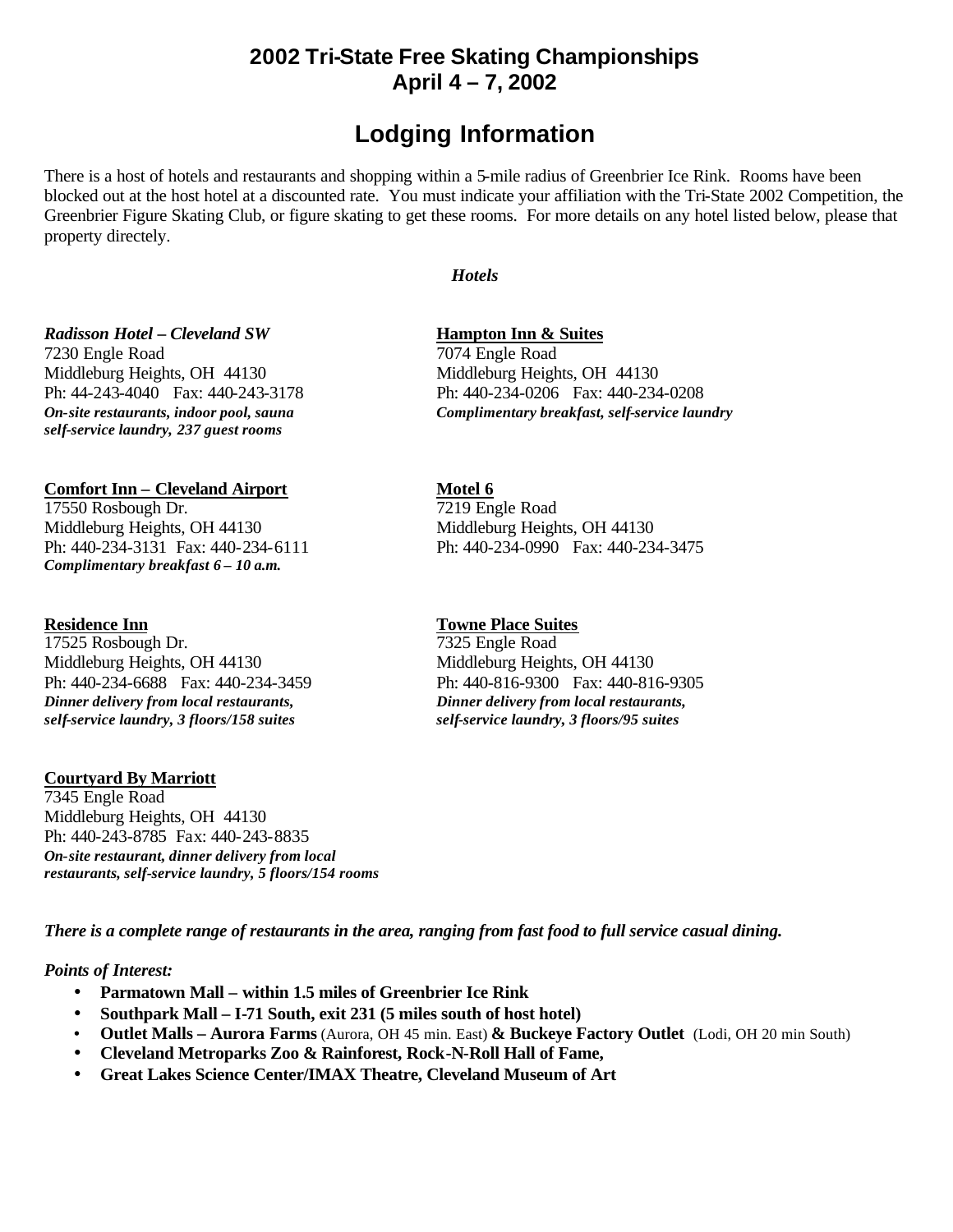# 2002 Tri-State Free Skating Championships
# April 4 – 7, 2002

## Lodging Information

There is a host of hotels and restaurants and shopping within a 5-mile radius of Greenbrier Ice Rink. Rooms have been blocked out at the host hotel at a discounted rate. You must indicate your affiliation with the Tri-State 2002 Competition, the Greenbrier Figure Skating Club, or figure skating to get these rooms. For more details on any hotel listed below, please that property directely.

### *Hotels*

***Radisson Hotel – Cleveland SW***
7230 Engle Road
Middleburg Heights, OH 44130
Ph: 44-243-4040 Fax: 440-243-3178
***On-site restaurants, indoor pool, sauna self-service laundry, 237 guest rooms***

**Hampton Inn & Suites**
7074 Engle Road
Middleburg Heights, OH 44130
Ph: 440-234-0206 Fax: 440-234-0208
***Complimentary breakfast, self-service laundry***

**Comfort Inn – Cleveland Airport**
17550 Rosbough Dr.
Middleburg Heights, OH 44130
Ph: 440-234-3131 Fax: 440-234-6111
***Complimentary breakfast 6 – 10 a.m.***

**Motel 6**
7219 Engle Road
Middleburg Heights, OH 44130
Ph: 440-234-0990 Fax: 440-234-3475

**Residence Inn**
17525 Rosbough Dr.
Middleburg Heights, OH 44130
Ph: 440-234-6688 Fax: 440-234-3459
***Dinner delivery from local restaurants, self-service laundry, 3 floors/158 suites***

**Towne Place Suites**
7325 Engle Road
Middleburg Heights, OH 44130
Ph: 440-816-9300 Fax: 440-816-9305
***Dinner delivery from local restaurants, self-service laundry, 3 floors/95 suites***

**Courtyard By Marriott**
7345 Engle Road
Middleburg Heights, OH 44130
Ph: 440-243-8785 Fax: 440-243-8835
***On-site restaurant, dinner delivery from local restaurants, self-service laundry, 5 floors/154 rooms***

***There is a complete range of restaurants in the area, ranging from fast food to full service casual dining.***

***Points of Interest:***

- **Parmatown Mall – within 1.5 miles of Greenbrier Ice Rink**
- **Southpark Mall – I-71 South, exit 231 (5 miles south of host hotel)**
- **Outlet Malls – Aurora Farms** (Aurora, OH 45 min. East) **& Buckeye Factory Outlet** (Lodi, OH 20 min South)
- **Cleveland Metroparks Zoo & Rainforest, Rock-N-Roll Hall of Fame,**
- **Great Lakes Science Center/IMAX Theatre, Cleveland Museum of Art**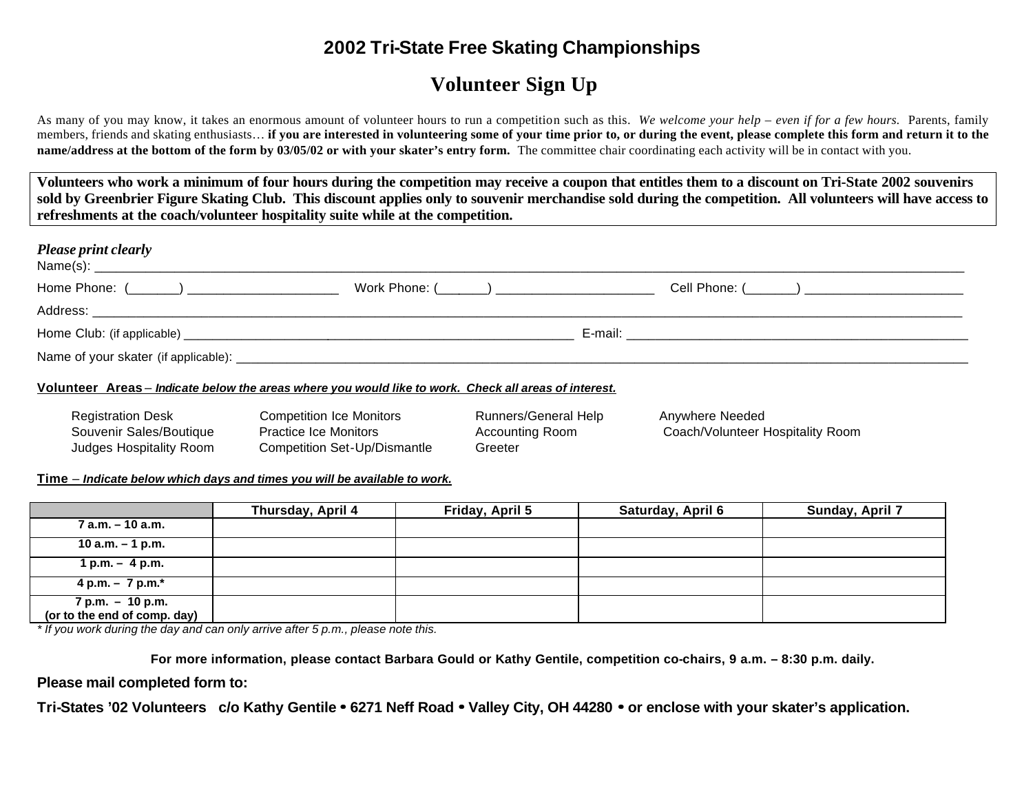# 2002 Tri-State Free Skating Championships

## Volunteer Sign Up

As many of you may know, it takes an enormous amount of volunteer hours to run a competition such as this. *We welcome your help – even if for a few hours.* Parents, family members, friends and skating enthusiasts… **if you are interested in volunteering some of your time prior to, or during the event, please complete this form and return it to the name/address at the bottom of the form by 03/05/02 or with your skater's entry form.** The committee chair coordinating each activity will be in contact with you.

**Volunteers who work a minimum of four hours during the competition may receive a coupon that entitles them to a discount on Tri-State 2002 souvenirs sold by Greenbrier Figure Skating Club. This discount applies only to souvenir merchandise sold during the competition. All volunteers will have access to refreshments at the coach/volunteer hospitality suite while at the competition.**

***Please print clearly***

Name(s): ______________________________________________

Home Phone: (_______) ____________________ Work Phone: (_______) ______________________ Cell Phone: (_______) ______________________

Address: ______________________________________________

Home Club: (if applicable) ______________________________ E-mail: ______________________________

Name of your skater (if applicable): ______________________________________________

**Volunteer Areas** – ***Indicate below the areas where you would like to work. Check all areas of interest.***

- Registration Desk
- Souvenir Sales/Boutique
- Judges Hospitality Room
- Competition Ice Monitors
- Practice Ice Monitors
- Competition Set-Up/Dismantle
- Runners/General Help
- Accounting Room
- Greeter
- Anywhere Needed
- Coach/Volunteer Hospitality Room

**Time** – ***Indicate below which days and times you will be available to work.***

| | Thursday, April 4 | Friday, April 5 | Saturday, April 6 | Sunday, April 7 |
|---|---|---|---|---|
| 7 a.m. – 10 a.m. | | | | |
| 10 a.m. – 1 p.m. | | | | |
| 1 p.m. – 4 p.m. | | | | |
| 4 p.m. – 7 p.m.* | | | | |
| 7 p.m. – 10 p.m. (or to the end of comp. day) | | | | |

*\* If you work during the day and can only arrive after 5 p.m., please note this.*

**For more information, please contact Barbara Gould or Kathy Gentile, competition co-chairs, 9 a.m. – 8:30 p.m. daily.**

**Please mail completed form to:**

**Tri-States '02 Volunteers c/o Kathy Gentile • 6271 Neff Road • Valley City, OH 44280 • or enclose with your skater's application.**